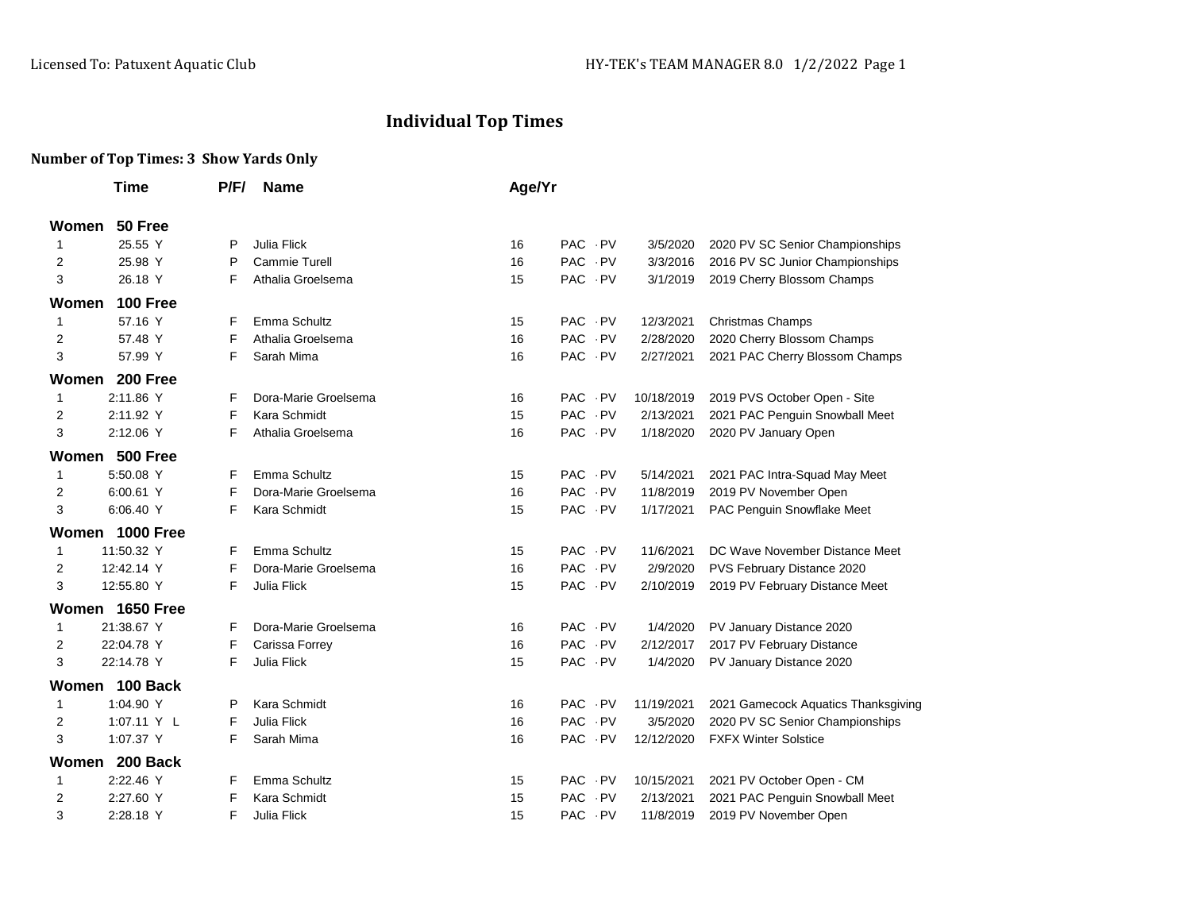# Individual Top Times

**Number of Top Times: 3 Show Yards Only**

| | Time | P/F/ | Name | Age/Yr | | | | |
|---|---|---|---|---|---|---|---|---|
| **Women 50 Free** | | | | | | | | |
| 1 | 25.55 Y | P | Julia Flick | 16 | PAC | PV | 3/5/2020 | 2020 PV SC Senior Championships |
| 2 | 25.98 Y | P | Cammie Turell | 16 | PAC | PV | 3/3/2016 | 2016 PV SC Junior Championships |
| 3 | 26.18 Y | F | Athalia Groelsema | 15 | PAC | PV | 3/1/2019 | 2019 Cherry Blossom Champs |
| **Women 100 Free** | | | | | | | | |
| 1 | 57.16 Y | F | Emma Schultz | 15 | PAC | PV | 12/3/2021 | Christmas Champs |
| 2 | 57.48 Y | F | Athalia Groelsema | 16 | PAC | PV | 2/28/2020 | 2020 Cherry Blossom Champs |
| 3 | 57.99 Y | F | Sarah Mima | 16 | PAC | PV | 2/27/2021 | 2021 PAC Cherry Blossom Champs |
| **Women 200 Free** | | | | | | | | |
| 1 | 2:11.86 Y | F | Dora-Marie Groelsema | 16 | PAC | PV | 10/18/2019 | 2019 PVS October Open - Site |
| 2 | 2:11.92 Y | F | Kara Schmidt | 15 | PAC | PV | 2/13/2021 | 2021 PAC Penguin Snowball Meet |
| 3 | 2:12.06 Y | F | Athalia Groelsema | 16 | PAC | PV | 1/18/2020 | 2020 PV January Open |
| **Women 500 Free** | | | | | | | | |
| 1 | 5:50.08 Y | F | Emma Schultz | 15 | PAC | PV | 5/14/2021 | 2021 PAC Intra-Squad May Meet |
| 2 | 6:00.61 Y | F | Dora-Marie Groelsema | 16 | PAC | PV | 11/8/2019 | 2019 PV November Open |
| 3 | 6:06.40 Y | F | Kara Schmidt | 15 | PAC | PV | 1/17/2021 | PAC Penguin Snowflake Meet |
| **Women 1000 Free** | | | | | | | | |
| 1 | 11:50.32 Y | F | Emma Schultz | 15 | PAC | PV | 11/6/2021 | DC Wave November Distance Meet |
| 2 | 12:42.14 Y | F | Dora-Marie Groelsema | 16 | PAC | PV | 2/9/2020 | PVS February Distance 2020 |
| 3 | 12:55.80 Y | F | Julia Flick | 15 | PAC | PV | 2/10/2019 | 2019 PV February Distance Meet |
| **Women 1650 Free** | | | | | | | | |
| 1 | 21:38.67 Y | F | Dora-Marie Groelsema | 16 | PAC | PV | 1/4/2020 | PV January Distance 2020 |
| 2 | 22:04.78 Y | F | Carissa Forrey | 16 | PAC | PV | 2/12/2017 | 2017 PV February Distance |
| 3 | 22:14.78 Y | F | Julia Flick | 15 | PAC | PV | 1/4/2020 | PV January Distance 2020 |
| **Women 100 Back** | | | | | | | | |
| 1 | 1:04.90 Y | P | Kara Schmidt | 16 | PAC | PV | 11/19/2021 | 2021 Gamecock Aquatics Thanksgiving |
| 2 | 1:07.11 Y L | F | Julia Flick | 16 | PAC | PV | 3/5/2020 | 2020 PV SC Senior Championships |
| 3 | 1:07.37 Y | F | Sarah Mima | 16 | PAC | PV | 12/12/2020 | FXFX Winter Solstice |
| **Women 200 Back** | | | | | | | | |
| 1 | 2:22.46 Y | F | Emma Schultz | 15 | PAC | PV | 10/15/2021 | 2021 PV October Open - CM |
| 2 | 2:27.60 Y | F | Kara Schmidt | 15 | PAC | PV | 2/13/2021 | 2021 PAC Penguin Snowball Meet |
| 3 | 2:28.18 Y | F | Julia Flick | 15 | PAC | PV | 11/8/2019 | 2019 PV November Open |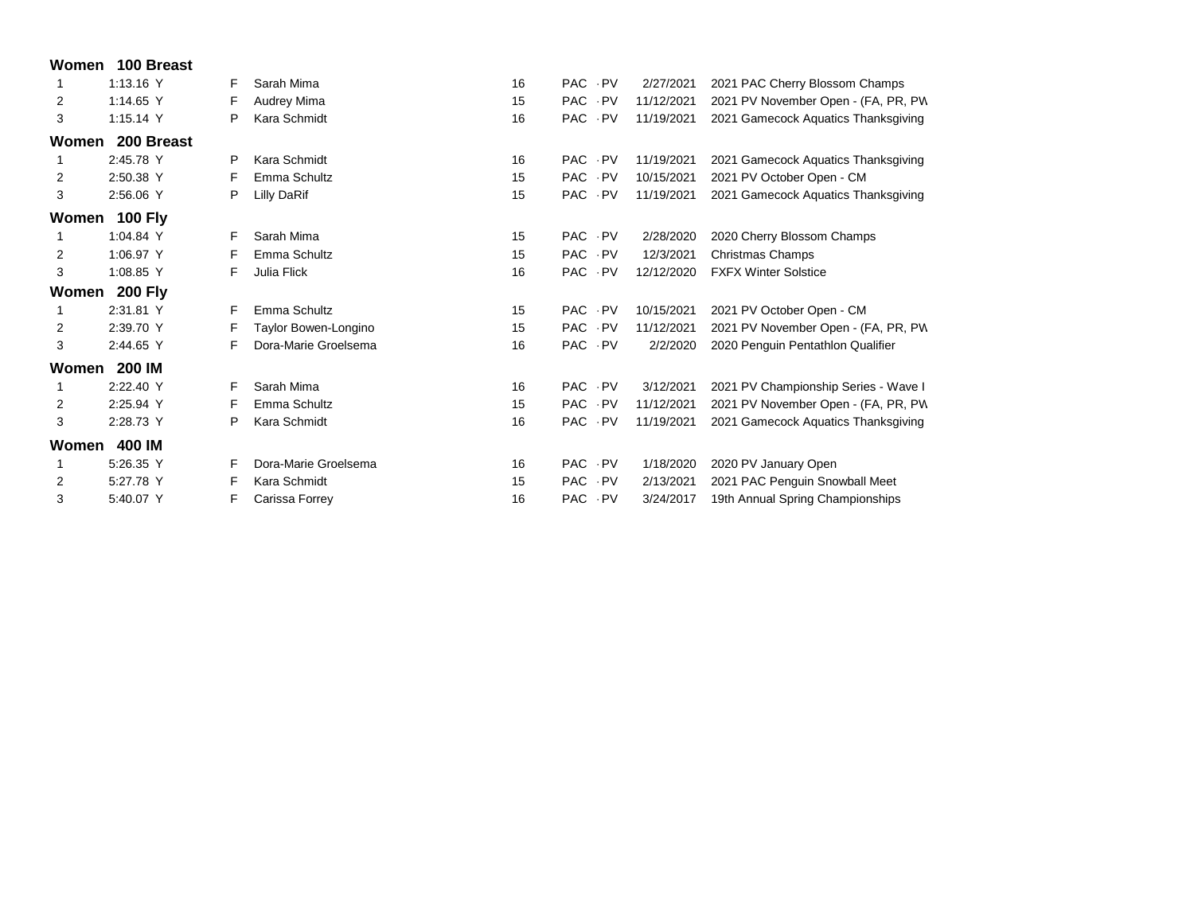**Women 100 Breast**

| | | | | | | | |
|---|---|---|---|---|---|---|---|
| 1 | 1:13.16 Y | F | Sarah Mima | 16 | PAC - PV | 2/27/2021 | 2021 PAC Cherry Blossom Champs |
| 2 | 1:14.65 Y | F | Audrey Mima | 15 | PAC - PV | 11/12/2021 | 2021 PV November Open - (FA, PR, PW |
| 3 | 1:15.14 Y | P | Kara Schmidt | 16 | PAC - PV | 11/19/2021 | 2021 Gamecock Aquatics Thanksgiving |

**Women 200 Breast**

| | | | | | | | |
|---|---|---|---|---|---|---|---|
| 1 | 2:45.78 Y | P | Kara Schmidt | 16 | PAC - PV | 11/19/2021 | 2021 Gamecock Aquatics Thanksgiving |
| 2 | 2:50.38 Y | F | Emma Schultz | 15 | PAC - PV | 10/15/2021 | 2021 PV October Open - CM |
| 3 | 2:56.06 Y | P | Lilly DaRif | 15 | PAC - PV | 11/19/2021 | 2021 Gamecock Aquatics Thanksgiving |

**Women 100 Fly**

| | | | | | | | |
|---|---|---|---|---|---|---|---|
| 1 | 1:04.84 Y | F | Sarah Mima | 15 | PAC - PV | 2/28/2020 | 2020 Cherry Blossom Champs |
| 2 | 1:06.97 Y | F | Emma Schultz | 15 | PAC - PV | 12/3/2021 | Christmas Champs |
| 3 | 1:08.85 Y | F | Julia Flick | 16 | PAC - PV | 12/12/2020 | FXFX Winter Solstice |

**Women 200 Fly**

| | | | | | | | |
|---|---|---|---|---|---|---|---|
| 1 | 2:31.81 Y | F | Emma Schultz | 15 | PAC - PV | 10/15/2021 | 2021 PV October Open - CM |
| 2 | 2:39.70 Y | F | Taylor Bowen-Longino | 15 | PAC - PV | 11/12/2021 | 2021 PV November Open - (FA, PR, PW |
| 3 | 2:44.65 Y | F | Dora-Marie Groelsema | 16 | PAC - PV | 2/2/2020 | 2020 Penguin Pentathlon Qualifier |

**Women 200 IM**

| | | | | | | | |
|---|---|---|---|---|---|---|---|
| 1 | 2:22.40 Y | F | Sarah Mima | 16 | PAC - PV | 3/12/2021 | 2021 PV Championship Series - Wave I |
| 2 | 2:25.94 Y | F | Emma Schultz | 15 | PAC - PV | 11/12/2021 | 2021 PV November Open - (FA, PR, PW |
| 3 | 2:28.73 Y | P | Kara Schmidt | 16 | PAC - PV | 11/19/2021 | 2021 Gamecock Aquatics Thanksgiving |

**Women 400 IM**

| | | | | | | | |
|---|---|---|---|---|---|---|---|
| 1 | 5:26.35 Y | F | Dora-Marie Groelsema | 16 | PAC - PV | 1/18/2020 | 2020 PV January Open |
| 2 | 5:27.78 Y | F | Kara Schmidt | 15 | PAC - PV | 2/13/2021 | 2021 PAC Penguin Snowball Meet |
| 3 | 5:40.07 Y | F | Carissa Forrey | 16 | PAC - PV | 3/24/2017 | 19th Annual Spring Championships |